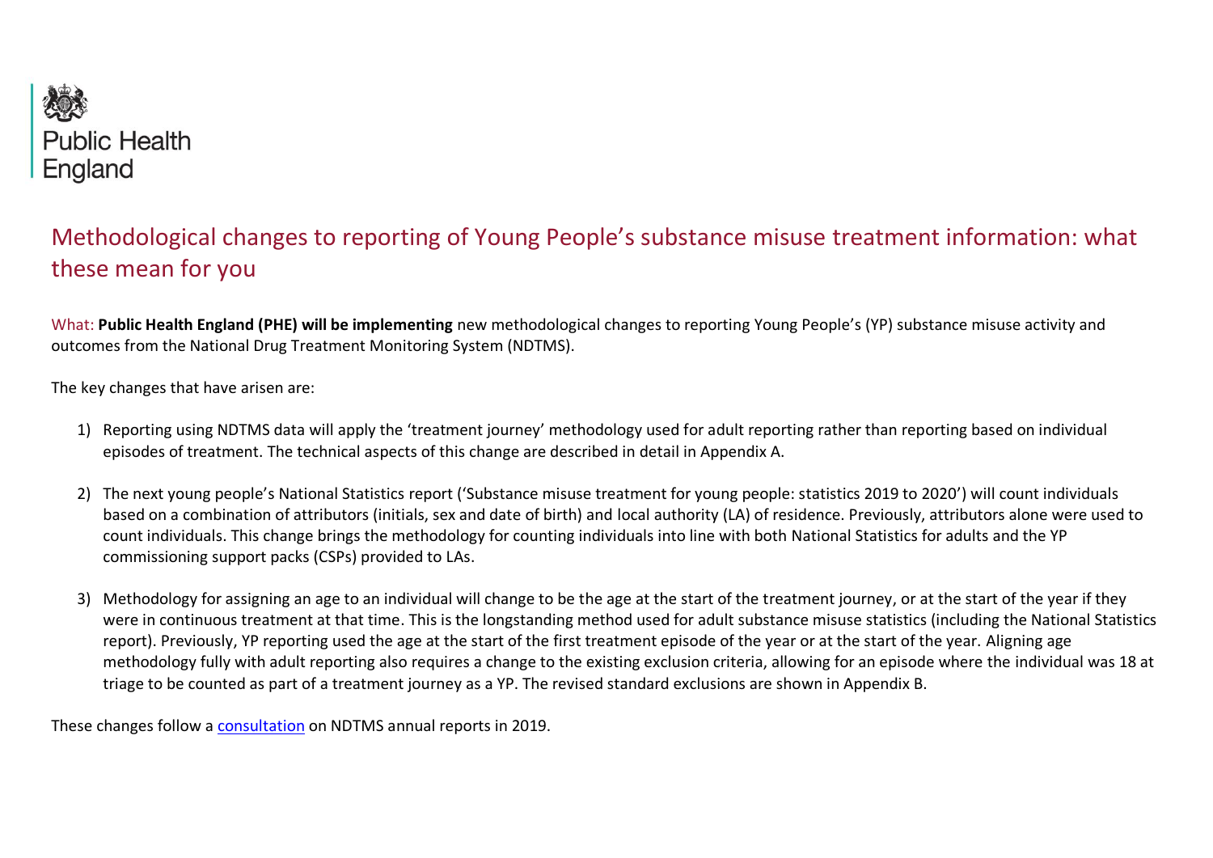Public Health England

# Methodological changes to reporting of Young People’s substance misuse treatment information: what these mean for you

What: **Public Health England (PHE) will be implementing** new methodological changes to reporting Young People’s (YP) substance misuse activity and outcomes from the National Drug Treatment Monitoring System (NDTMS).

The key changes that have arisen are:

1) Reporting using NDTMS data will apply the ‘treatment journey’ methodology used for adult reporting rather than reporting based on individual episodes of treatment. The technical aspects of this change are described in detail in Appendix A.

2) The next young people’s National Statistics report (‘Substance misuse treatment for young people: statistics 2019 to 2020’) will count individuals based on a combination of attributors (initials, sex and date of birth) and local authority (LA) of residence. Previously, attributors alone were used to count individuals. This change brings the methodology for counting individuals into line with both National Statistics for adults and the YP commissioning support packs (CSPs) provided to LAs.

3) Methodology for assigning an age to an individual will change to be the age at the start of the treatment journey, or at the start of the year if they were in continuous treatment at that time. This is the longstanding method used for adult substance misuse statistics (including the National Statistics report). Previously, YP reporting used the age at the start of the first treatment episode of the year or at the start of the year. Aligning age methodology fully with adult reporting also requires a change to the existing exclusion criteria, allowing for an episode where the individual was 18 at triage to be counted as part of a treatment journey as a YP. The revised standard exclusions are shown in Appendix B.

These changes follow a consultation on NDTMS annual reports in 2019.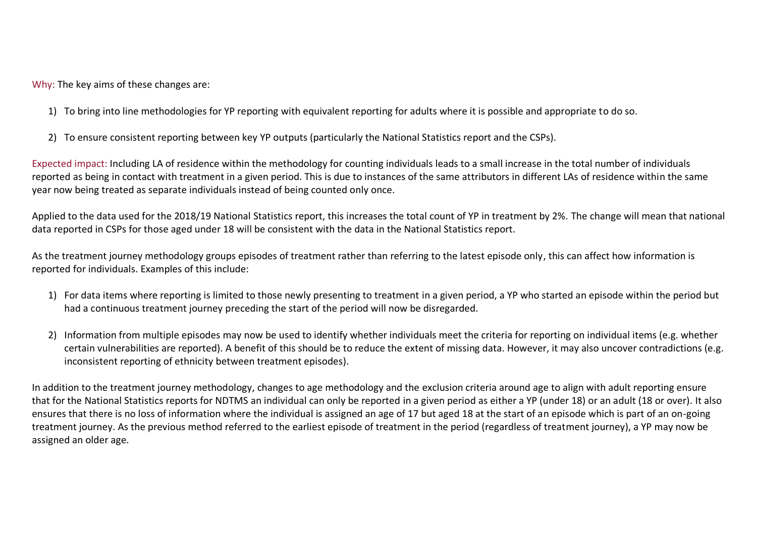Why: The key aims of these changes are:

1) To bring into line methodologies for YP reporting with equivalent reporting for adults where it is possible and appropriate to do so.

2) To ensure consistent reporting between key YP outputs (particularly the National Statistics report and the CSPs).

Expected impact: Including LA of residence within the methodology for counting individuals leads to a small increase in the total number of individuals reported as being in contact with treatment in a given period. This is due to instances of the same attributors in different LAs of residence within the same year now being treated as separate individuals instead of being counted only once.

Applied to the data used for the 2018/19 National Statistics report, this increases the total count of YP in treatment by 2%. The change will mean that national data reported in CSPs for those aged under 18 will be consistent with the data in the National Statistics report.

As the treatment journey methodology groups episodes of treatment rather than referring to the latest episode only, this can affect how information is reported for individuals. Examples of this include:

1) For data items where reporting is limited to those newly presenting to treatment in a given period, a YP who started an episode within the period but had a continuous treatment journey preceding the start of the period will now be disregarded.

2) Information from multiple episodes may now be used to identify whether individuals meet the criteria for reporting on individual items (e.g. whether certain vulnerabilities are reported). A benefit of this should be to reduce the extent of missing data. However, it may also uncover contradictions (e.g. inconsistent reporting of ethnicity between treatment episodes).

In addition to the treatment journey methodology, changes to age methodology and the exclusion criteria around age to align with adult reporting ensure that for the National Statistics reports for NDTMS an individual can only be reported in a given period as either a YP (under 18) or an adult (18 or over). It also ensures that there is no loss of information where the individual is assigned an age of 17 but aged 18 at the start of an episode which is part of an on-going treatment journey. As the previous method referred to the earliest episode of treatment in the period (regardless of treatment journey), a YP may now be assigned an older age.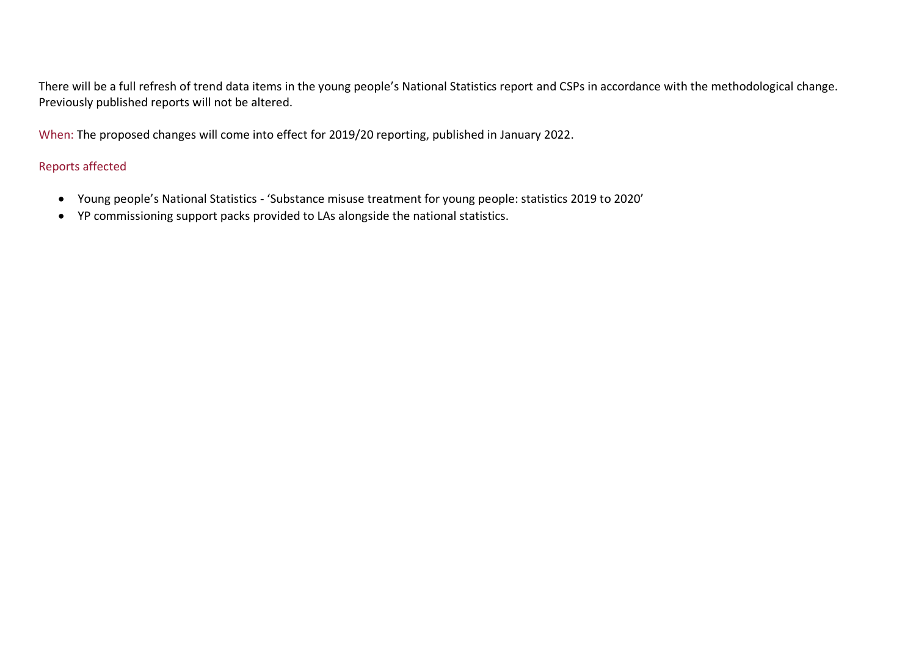There will be a full refresh of trend data items in the young people's National Statistics report and CSPs in accordance with the methodological change. Previously published reports will not be altered.

When: The proposed changes will come into effect for 2019/20 reporting, published in January 2022.

### Reports affected

- Young people's National Statistics - 'Substance misuse treatment for young people: statistics 2019 to 2020'
- YP commissioning support packs provided to LAs alongside the national statistics.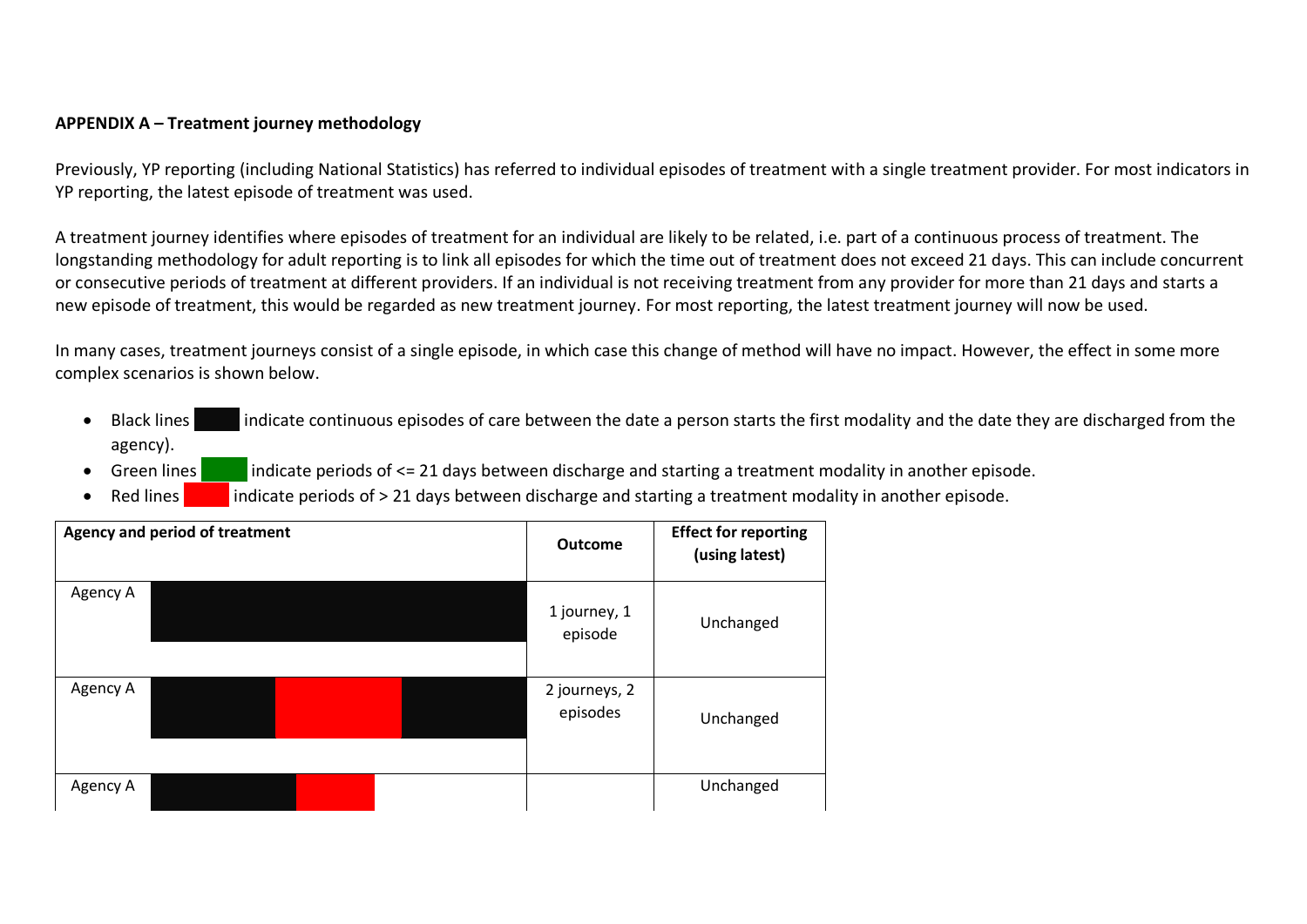**APPENDIX A – Treatment journey methodology**

Previously, YP reporting (including National Statistics) has referred to individual episodes of treatment with a single treatment provider. For most indicators in YP reporting, the latest episode of treatment was used.

A treatment journey identifies where episodes of treatment for an individual are likely to be related, i.e. part of a continuous process of treatment. The longstanding methodology for adult reporting is to link all episodes for which the time out of treatment does not exceed 21 days. This can include concurrent or consecutive periods of treatment at different providers. If an individual is not receiving treatment from any provider for more than 21 days and starts a new episode of treatment, this would be regarded as new treatment journey. For most reporting, the latest treatment journey will now be used.

In many cases, treatment journeys consist of a single episode, in which case this change of method will have no impact. However, the effect in some more complex scenarios is shown below.

- Black lines indicate continuous episodes of care between the date a person starts the first modality and the date they are discharged from the agency).
- Green lines indicate periods of <= 21 days between discharge and starting a treatment modality in another episode.
- Red lines indicate periods of > 21 days between discharge and starting a treatment modality in another episode.

| Agency and period of treatment | Outcome | Effect for reporting (using latest) |
|---|---|---|
| Agency A | 1 journey, 1 episode | Unchanged |
| Agency A | 2 journeys, 2 episodes | Unchanged |
| Agency A | | Unchanged |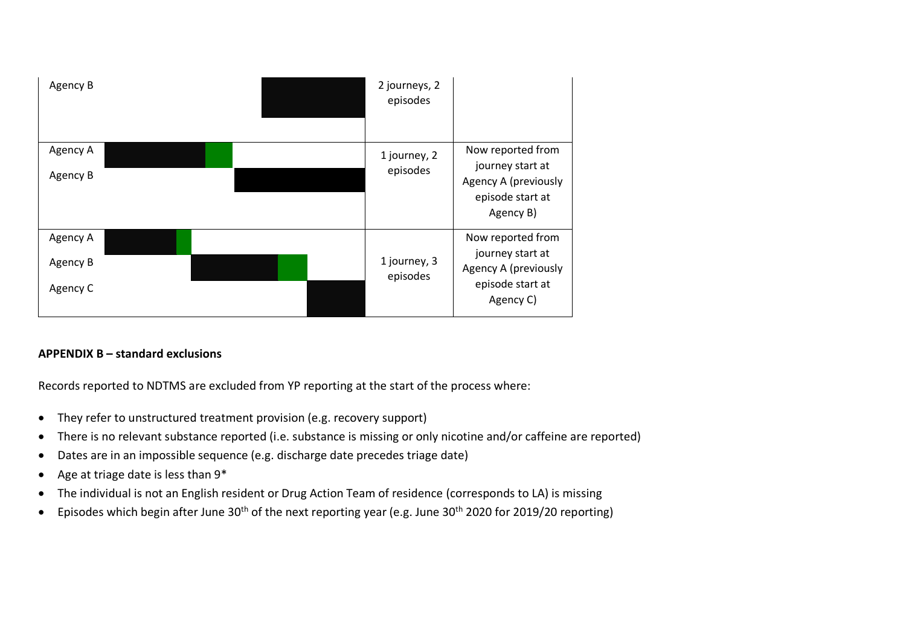| Agency | | Journeys/episodes | Notes |
|---|---|---|---|
| Agency B | | 2 journeys, 2 episodes | |
| Agency A<br>Agency B | | 1 journey, 2 episodes | Now reported from journey start at Agency A (previously episode start at Agency B) |
| Agency A<br>Agency B<br>Agency C | | 1 journey, 3 episodes | Now reported from journey start at Agency A (previously episode start at Agency C) |

**APPENDIX B – standard exclusions**

Records reported to NDTMS are excluded from YP reporting at the start of the process where:

- They refer to unstructured treatment provision (e.g. recovery support)
- There is no relevant substance reported (i.e. substance is missing or only nicotine and/or caffeine are reported)
- Dates are in an impossible sequence (e.g. discharge date precedes triage date)
- Age at triage date is less than 9*
- The individual is not an English resident or Drug Action Team of residence (corresponds to LA) is missing
- Episodes which begin after June 30th of the next reporting year (e.g. June 30th 2020 for 2019/20 reporting)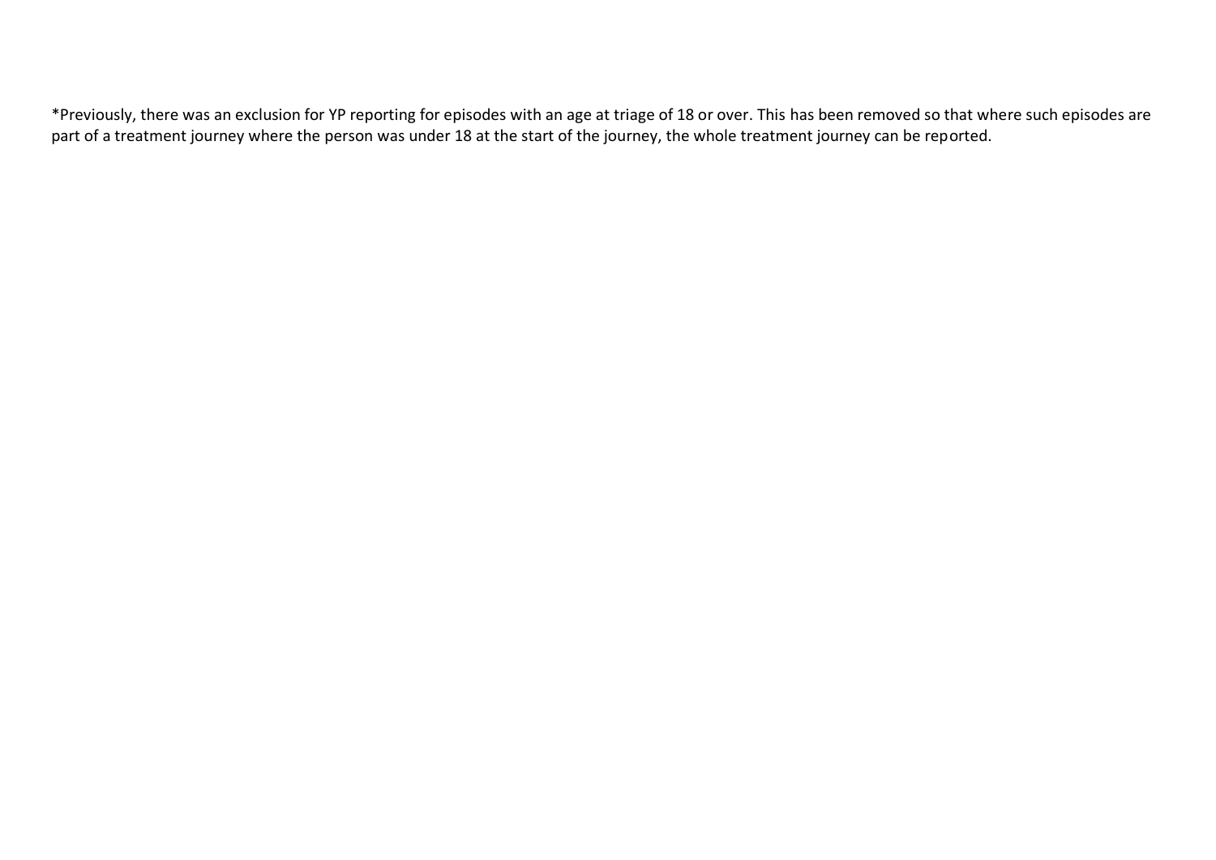*Previously, there was an exclusion for YP reporting for episodes with an age at triage of 18 or over. This has been removed so that where such episodes are part of a treatment journey where the person was under 18 at the start of the journey, the whole treatment journey can be reported.